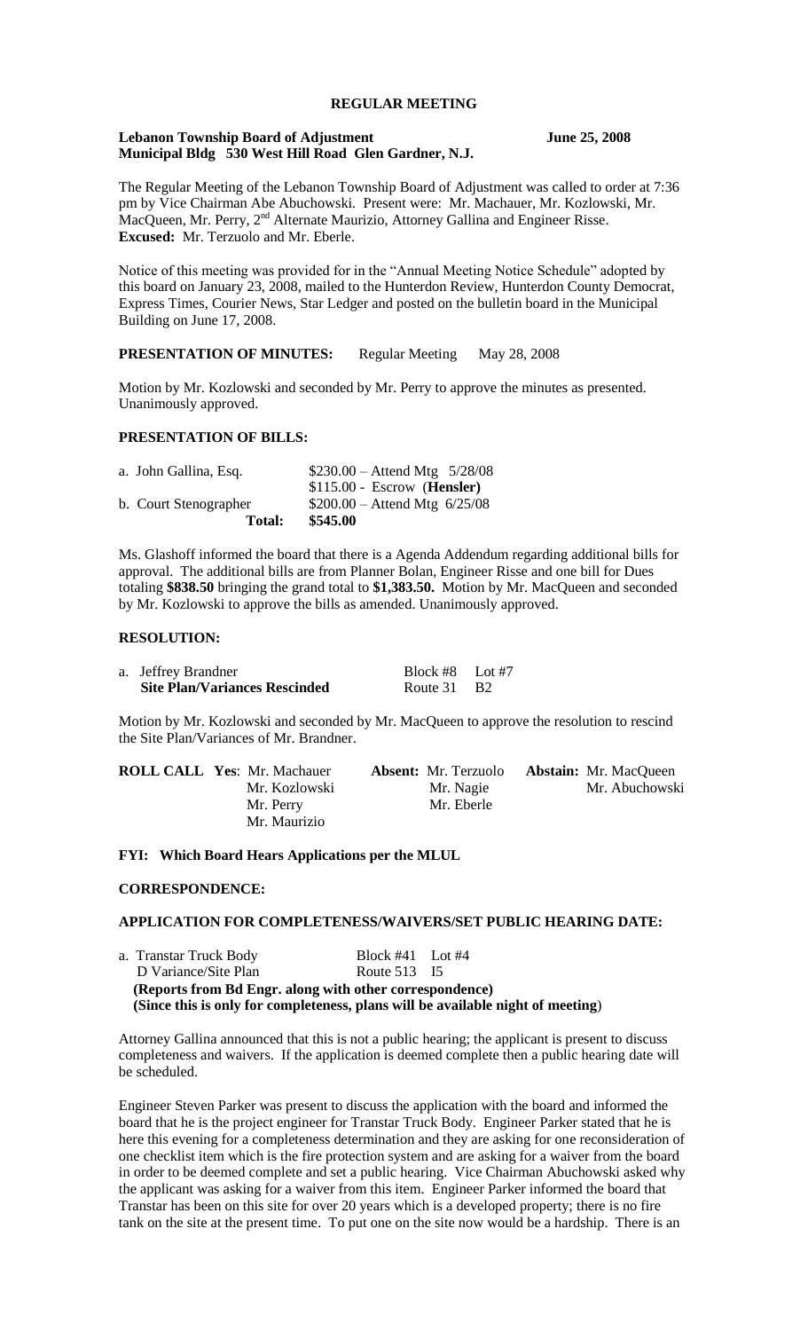# REGULAR MEETING

**Lebanon Township Board of Adjustment** **June 25, 2008**
**Municipal Bldg 530 West Hill Road Glen Gardner, N.J.**

The Regular Meeting of the Lebanon Township Board of Adjustment was called to order at 7:36 pm by Vice Chairman Abe Abuchowski. Present were: Mr. Machauer, Mr. Kozlowski, Mr. MacQueen, Mr. Perry, 2nd Alternate Maurizio, Attorney Gallina and Engineer Risse.
**Excused:** Mr. Terzuolo and Mr. Eberle.

Notice of this meeting was provided for in the "Annual Meeting Notice Schedule" adopted by this board on January 23, 2008, mailed to the Hunterdon Review, Hunterdon County Democrat, Express Times, Courier News, Star Ledger and posted on the bulletin board in the Municipal Building on June 17, 2008.

**PRESENTATION OF MINUTES:** Regular Meeting May 28, 2008

Motion by Mr. Kozlowski and seconded by Mr. Perry to approve the minutes as presented. Unanimously approved.

**PRESENTATION OF BILLS:**

| | |
|---|---|
| a. John Gallina, Esq. | $230.00 – Attend Mtg 5/28/08 |
| | $115.00 - Escrow (**Hensler**) |
| b. Court Stenographer | $200.00 – Attend Mtg 6/25/08 |
| **Total:** | **$545.00** |

Ms. Glashoff informed the board that there is a Agenda Addendum regarding additional bills for approval. The additional bills are from Planner Bolan, Engineer Risse and one bill for Dues totaling **$838.50** bringing the grand total to **$1,383.50.** Motion by Mr. MacQueen and seconded by Mr. Kozlowski to approve the bills as amended. Unanimously approved.

**RESOLUTION:**

| | | |
|---|---|---|
| a. Jeffrey Brandner | Block #8 | Lot #7 |
| **Site Plan/Variances Rescinded** | Route 31 | B2 |

Motion by Mr. Kozlowski and seconded by Mr. MacQueen to approve the resolution to rescind the Site Plan/Variances of Mr. Brandner.

| **ROLL CALL Yes:** | **Absent:** | **Abstain:** |
|---|---|---|
| Mr. Machauer | Mr. Terzuolo | Mr. MacQueen |
| Mr. Kozlowski | Mr. Nagie | Mr. Abuchowski |
| Mr. Perry | Mr. Eberle | |
| Mr. Maurizio | | |

**FYI: Which Board Hears Applications per the MLUL**

**CORRESPONDENCE:**

**APPLICATION FOR COMPLETENESS/WAIVERS/SET PUBLIC HEARING DATE:**

| | | |
|---|---|---|
| a. Transtar Truck Body | Block #41 | Lot #4 |
| D Variance/Site Plan | Route 513 | I5 |

**(Reports from Bd Engr. along with other correspondence)**
**(Since this is only for completeness, plans will be available night of meeting)**

Attorney Gallina announced that this is not a public hearing; the applicant is present to discuss completeness and waivers. If the application is deemed complete then a public hearing date will be scheduled.

Engineer Steven Parker was present to discuss the application with the board and informed the board that he is the project engineer for Transtar Truck Body. Engineer Parker stated that he is here this evening for a completeness determination and they are asking for one reconsideration of one checklist item which is the fire protection system and are asking for a waiver from the board in order to be deemed complete and set a public hearing. Vice Chairman Abuchowski asked why the applicant was asking for a waiver from this item. Engineer Parker informed the board that Transtar has been on this site for over 20 years which is a developed property; there is no fire tank on the site at the present time. To put one on the site now would be a hardship. There is an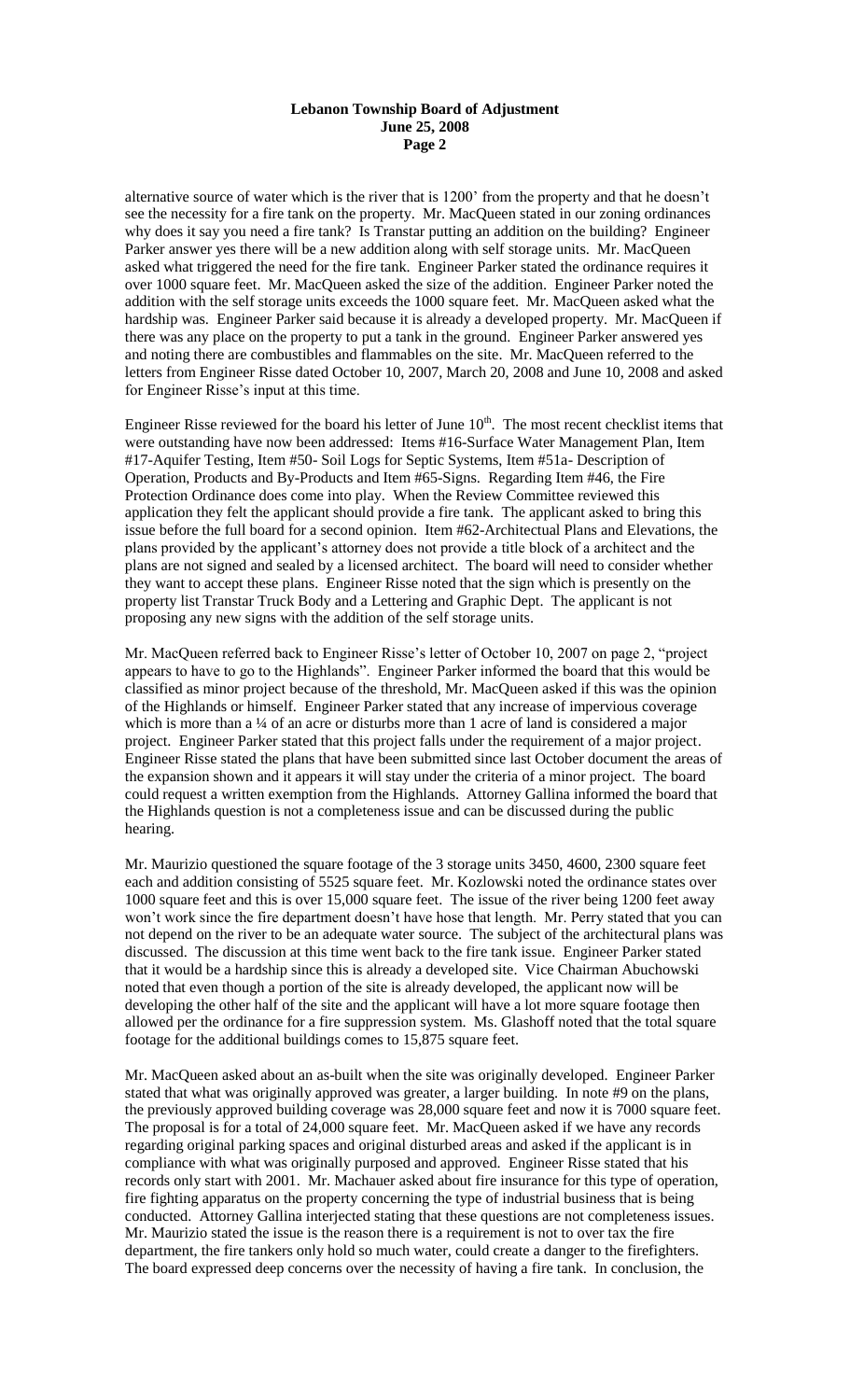alternative source of water which is the river that is 1200' from the property and that he doesn't see the necessity for a fire tank on the property. Mr. MacQueen stated in our zoning ordinances why does it say you need a fire tank? Is Transtar putting an addition on the building? Engineer Parker answer yes there will be a new addition along with self storage units. Mr. MacQueen asked what triggered the need for the fire tank. Engineer Parker stated the ordinance requires it over 1000 square feet. Mr. MacQueen asked the size of the addition. Engineer Parker noted the addition with the self storage units exceeds the 1000 square feet. Mr. MacQueen asked what the hardship was. Engineer Parker said because it is already a developed property. Mr. MacQueen if there was any place on the property to put a tank in the ground. Engineer Parker answered yes and noting there are combustibles and flammables on the site. Mr. MacQueen referred to the letters from Engineer Risse dated October 10, 2007, March 20, 2008 and June 10, 2008 and asked for Engineer Risse's input at this time.

Engineer Risse reviewed for the board his letter of June 10th. The most recent checklist items that were outstanding have now been addressed: Items #16-Surface Water Management Plan, Item #17-Aquifer Testing, Item #50- Soil Logs for Septic Systems, Item #51a- Description of Operation, Products and By-Products and Item #65-Signs. Regarding Item #46, the Fire Protection Ordinance does come into play. When the Review Committee reviewed this application they felt the applicant should provide a fire tank. The applicant asked to bring this issue before the full board for a second opinion. Item #62-Architectual Plans and Elevations, the plans provided by the applicant's attorney does not provide a title block of a architect and the plans are not signed and sealed by a licensed architect. The board will need to consider whether they want to accept these plans. Engineer Risse noted that the sign which is presently on the property list Transtar Truck Body and a Lettering and Graphic Dept. The applicant is not proposing any new signs with the addition of the self storage units.

Mr. MacQueen referred back to Engineer Risse's letter of October 10, 2007 on page 2, "project appears to have to go to the Highlands". Engineer Parker informed the board that this would be classified as minor project because of the threshold, Mr. MacQueen asked if this was the opinion of the Highlands or himself. Engineer Parker stated that any increase of impervious coverage which is more than a ¼ of an acre or disturbs more than 1 acre of land is considered a major project. Engineer Parker stated that this project falls under the requirement of a major project. Engineer Risse stated the plans that have been submitted since last October document the areas of the expansion shown and it appears it will stay under the criteria of a minor project. The board could request a written exemption from the Highlands. Attorney Gallina informed the board that the Highlands question is not a completeness issue and can be discussed during the public hearing.

Mr. Maurizio questioned the square footage of the 3 storage units 3450, 4600, 2300 square feet each and addition consisting of 5525 square feet. Mr. Kozlowski noted the ordinance states over 1000 square feet and this is over 15,000 square feet. The issue of the river being 1200 feet away won't work since the fire department doesn't have hose that length. Mr. Perry stated that you can not depend on the river to be an adequate water source. The subject of the architectural plans was discussed. The discussion at this time went back to the fire tank issue. Engineer Parker stated that it would be a hardship since this is already a developed site. Vice Chairman Abuchowski noted that even though a portion of the site is already developed, the applicant now will be developing the other half of the site and the applicant will have a lot more square footage then allowed per the ordinance for a fire suppression system. Ms. Glashoff noted that the total square footage for the additional buildings comes to 15,875 square feet.

Mr. MacQueen asked about an as-built when the site was originally developed. Engineer Parker stated that what was originally approved was greater, a larger building. In note #9 on the plans, the previously approved building coverage was 28,000 square feet and now it is 7000 square feet. The proposal is for a total of 24,000 square feet. Mr. MacQueen asked if we have any records regarding original parking spaces and original disturbed areas and asked if the applicant is in compliance with what was originally purposed and approved. Engineer Risse stated that his records only start with 2001. Mr. Machauer asked about fire insurance for this type of operation, fire fighting apparatus on the property concerning the type of industrial business that is being conducted. Attorney Gallina interjected stating that these questions are not completeness issues. Mr. Maurizio stated the issue is the reason there is a requirement is not to over tax the fire department, the fire tankers only hold so much water, could create a danger to the firefighters. The board expressed deep concerns over the necessity of having a fire tank. In conclusion, the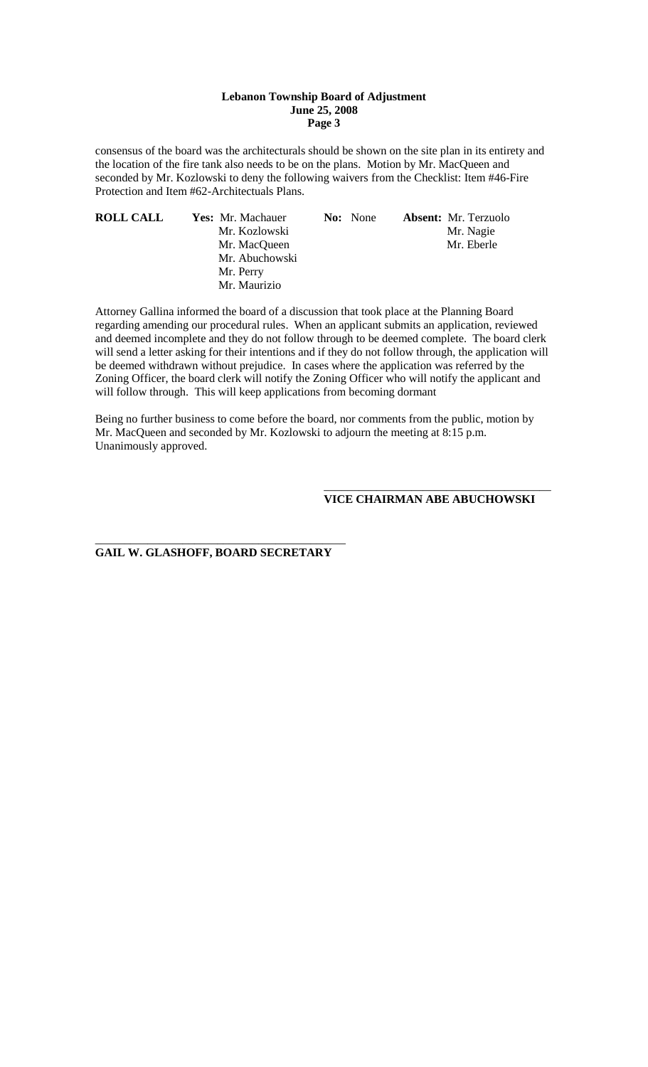consensus of the board was the architecturals should be shown on the site plan in its entirety and the location of the fire tank also needs to be on the plans. Motion by Mr. MacQueen and seconded by Mr. Kozlowski to deny the following waivers from the Checklist: Item #46-Fire Protection and Item #62-Architectuals Plans.

| | | | |
|---|---|---|---|
| **ROLL CALL** | **Yes:** Mr. Machauer<br>Mr. Kozlowski<br>Mr. MacQueen<br>Mr. Abuchowski<br>Mr. Perry<br>Mr. Maurizio | **No:** None | **Absent:** Mr. Terzuolo<br>Mr. Nagie<br>Mr. Eberle |

Attorney Gallina informed the board of a discussion that took place at the Planning Board regarding amending our procedural rules. When an applicant submits an application, reviewed and deemed incomplete and they do not follow through to be deemed complete. The board clerk will send a letter asking for their intentions and if they do not follow through, the application will be deemed withdrawn without prejudice. In cases where the application was referred by the Zoning Officer, the board clerk will notify the Zoning Officer who will notify the applicant and will follow through. This will keep applications from becoming dormant

Being no further business to come before the board, nor comments from the public, motion by Mr. MacQueen and seconded by Mr. Kozlowski to adjourn the meeting at 8:15 p.m. Unanimously approved.

\_\_\_\_\_\_\_\_\_\_\_\_\_\_\_\_\_\_\_\_\_\_\_\_\_\_\_\_\_\_\_\_\_\_\_\_\_\_\_\_
**VICE CHAIRMAN ABE ABUCHOWSKI**

\_\_\_\_\_\_\_\_\_\_\_\_\_\_\_\_\_\_\_\_\_\_\_\_\_\_\_\_\_\_\_\_\_\_\_\_\_\_\_\_
**GAIL W. GLASHOFF, BOARD SECRETARY**